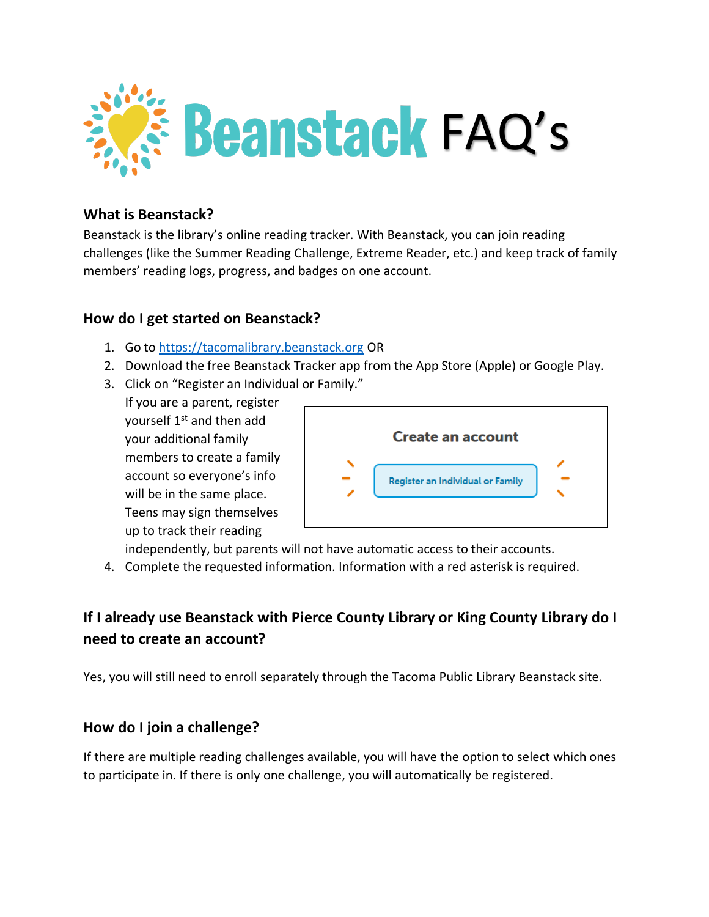# Beanstack FAQ's

## What is Beanstack?

Beanstack is the library's online reading tracker. With Beanstack, you can join reading challenges (like the Summer Reading Challenge, Extreme Reader, etc.) and keep track of family members' reading logs, progress, and badges on one account.

## How do I get started on Beanstack?

1. Go to [https://tacomalibrary.beanstack.org](https://tacomalibrary.beanstack.org) OR
2. Download the free Beanstack Tracker app from the App Store (Apple) or Google Play.
3. Click on "Register an Individual or Family."
   If you are a parent, register yourself 1st and then add your additional family members to create a family account so everyone's info will be in the same place. Teens may sign themselves up to track their reading independently, but parents will not have automatic access to their accounts.
4. Complete the requested information. Information with a red asterisk is required.

Create an account

Register an Individual or Family

## If I already use Beanstack with Pierce County Library or King County Library do I need to create an account?

Yes, you will still need to enroll separately through the Tacoma Public Library Beanstack site.

## How do I join a challenge?

If there are multiple reading challenges available, you will have the option to select which ones to participate in. If there is only one challenge, you will automatically be registered.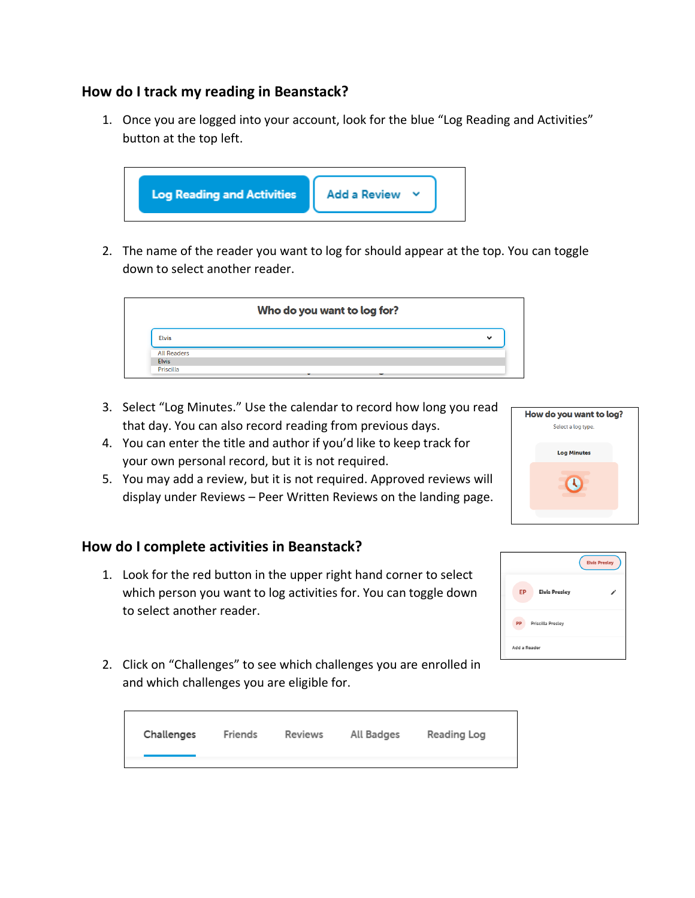## How do I track my reading in Beanstack?

1. Once you are logged into your account, look for the blue "Log Reading and Activities" button at the top left.

2. The name of the reader you want to log for should appear at the top. You can toggle down to select another reader.

3. Select "Log Minutes." Use the calendar to record how long you read that day. You can also record reading from previous days.
4. You can enter the title and author if you'd like to keep track for your own personal record, but it is not required.
5. You may add a review, but it is not required. Approved reviews will display under Reviews – Peer Written Reviews on the landing page.

## How do I complete activities in Beanstack?

1. Look for the red button in the upper right hand corner to select which person you want to log activities for. You can toggle down to select another reader.

2. Click on "Challenges" to see which challenges you are enrolled in and which challenges you are eligible for.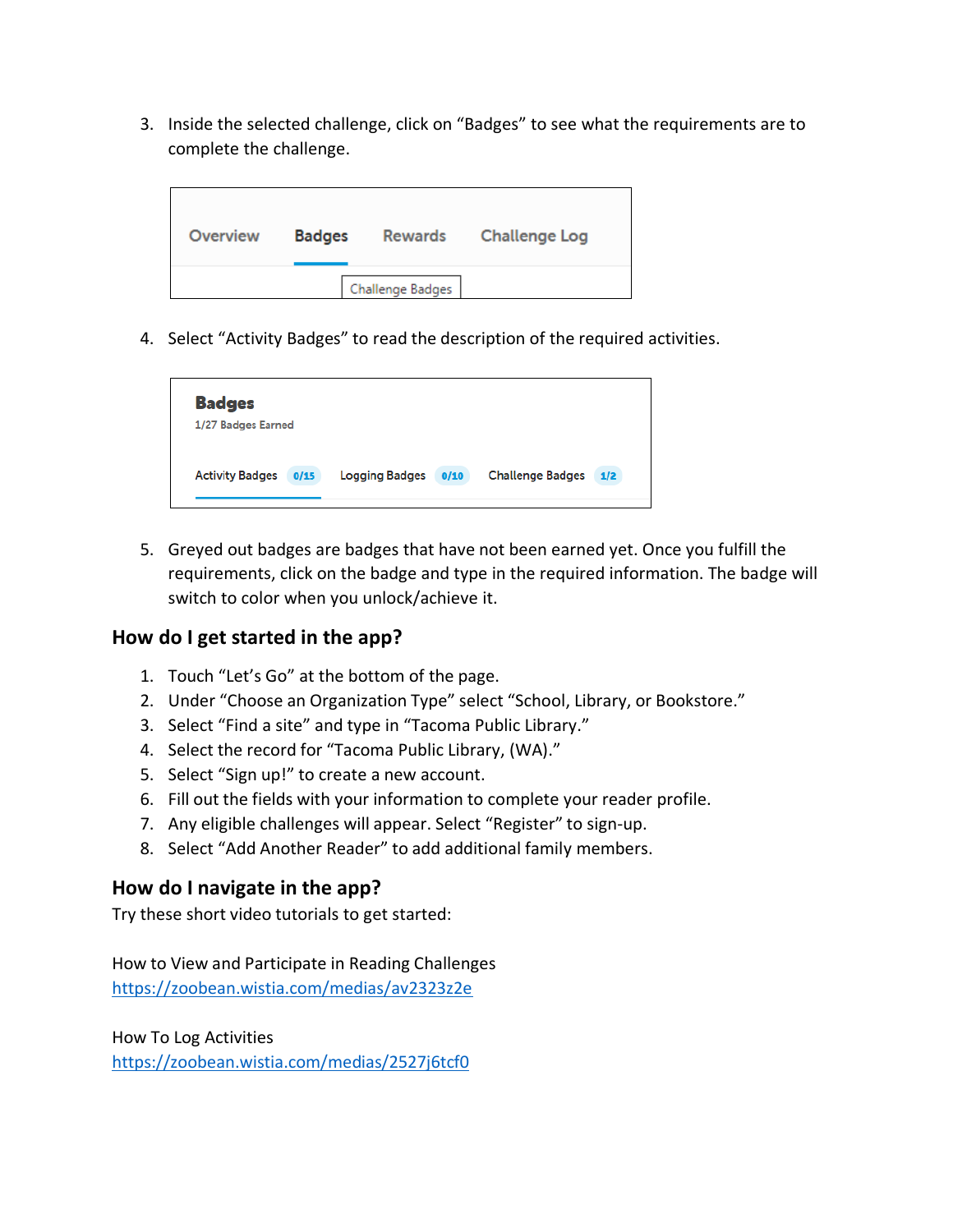3. Inside the selected challenge, click on “Badges” to see what the requirements are to complete the challenge.

Overview Badges Rewards Challenge Log

Challenge Badges

4. Select “Activity Badges” to read the description of the required activities.

**Badges**
1/27 Badges Earned

Activity Badges 0/15 Logging Badges 0/10 Challenge Badges 1/2

5. Greyed out badges are badges that have not been earned yet. Once you fulfill the requirements, click on the badge and type in the required information. The badge will switch to color when you unlock/achieve it.

## How do I get started in the app?

1. Touch “Let’s Go” at the bottom of the page.
2. Under “Choose an Organization Type” select “School, Library, or Bookstore.”
3. Select “Find a site” and type in “Tacoma Public Library.”
4. Select the record for “Tacoma Public Library, (WA).”
5. Select “Sign up!” to create a new account.
6. Fill out the fields with your information to complete your reader profile.
7. Any eligible challenges will appear. Select “Register” to sign-up.
8. Select “Add Another Reader” to add additional family members.

## How do I navigate in the app?

Try these short video tutorials to get started:

How to View and Participate in Reading Challenges
https://zoobean.wistia.com/medias/av2323z2e

How To Log Activities
https://zoobean.wistia.com/medias/2527j6tcf0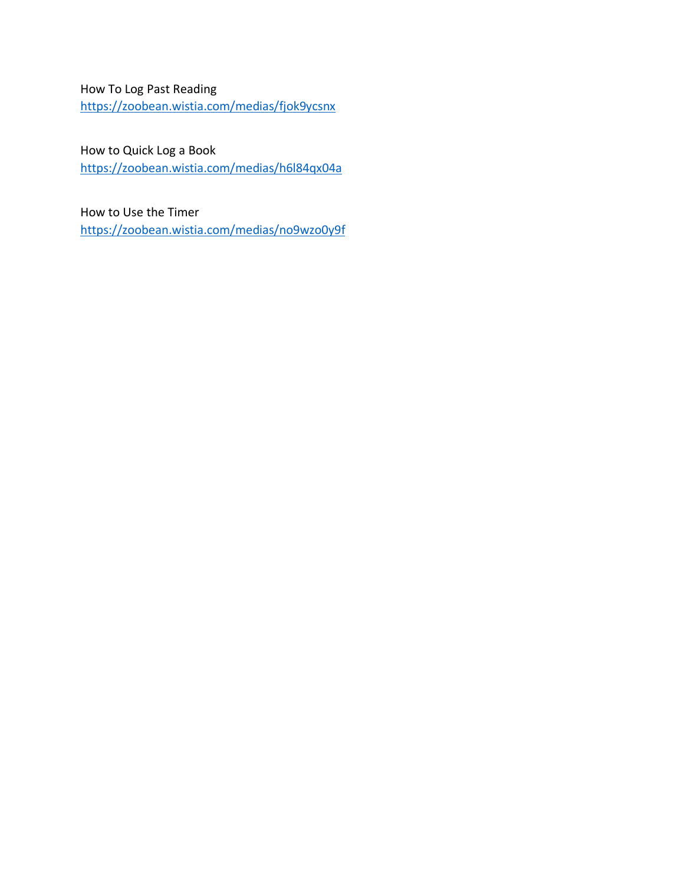How To Log Past Reading
https://zoobean.wistia.com/medias/fjok9ycsnx

How to Quick Log a Book
https://zoobean.wistia.com/medias/h6l84qx04a

How to Use the Timer
https://zoobean.wistia.com/medias/no9wzo0y9f